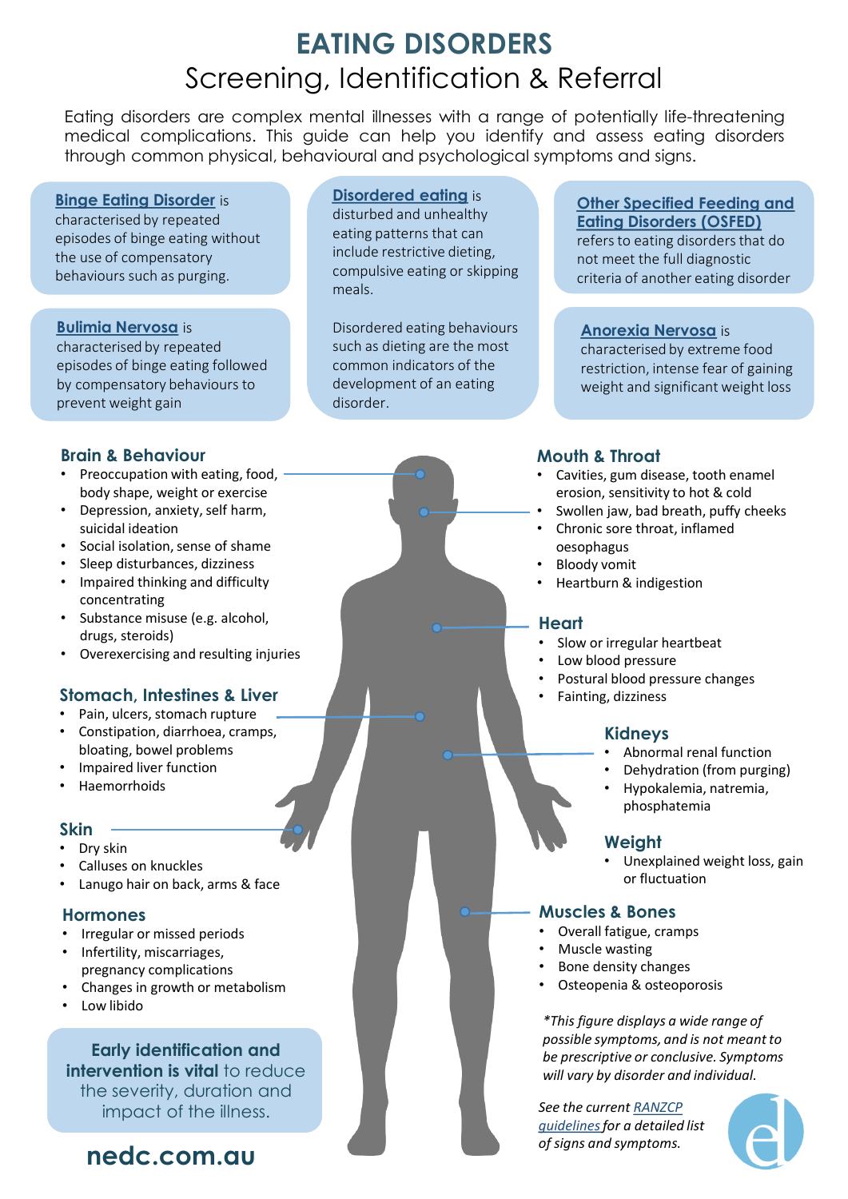# EATING DISORDERS

## Screening, Identification & Referral

Eating disorders are complex mental illnesses with a range of potentially life-threatening medical complications. This guide can help you identify and assess eating disorders through common physical, behavioural and psychological symptoms and signs.

**Binge Eating Disorder** is characterised by repeated episodes of binge eating without the use of compensatory behaviours such as purging.

**Bulimia Nervosa** is characterised by repeated episodes of binge eating followed by compensatory behaviours to prevent weight gain

**Disordered eating** is disturbed and unhealthy eating patterns that can include restrictive dieting, compulsive eating or skipping meals.

Disordered eating behaviours such as dieting are the most common indicators of the development of an eating disorder.

**Other Specified Feeding and Eating Disorders (OSFED)** refers to eating disorders that do not meet the full diagnostic criteria of another eating disorder

**Anorexia Nervosa** is characterised by extreme food restriction, intense fear of gaining weight and significant weight loss

### Brain & Behaviour

- Preoccupation with eating, food, body shape, weight or exercise
- Depression, anxiety, self harm, suicidal ideation
- Social isolation, sense of shame
- Sleep disturbances, dizziness
- Impaired thinking and difficulty concentrating
- Substance misuse (e.g. alcohol, drugs, steroids)
- Overexercising and resulting injuries

### Stomach, Intestines & Liver

- Pain, ulcers, stomach rupture
- Constipation, diarrhoea, cramps, bloating, bowel problems
- Impaired liver function
- Haemorrhoids

### Skin

- Dry skin
- Calluses on knuckles
- Lanugo hair on back, arms & face

### Hormones

- Irregular or missed periods
- Infertility, miscarriages, pregnancy complications
- Changes in growth or metabolism
- Low libido

### Mouth & Throat

- Cavities, gum disease, tooth enamel erosion, sensitivity to hot & cold
- Swollen jaw, bad breath, puffy cheeks
- Chronic sore throat, inflamed oesophagus
- Bloody vomit
- Heartburn & indigestion

### Heart

- Slow or irregular heartbeat
- Low blood pressure
- Postural blood pressure changes
- Fainting, dizziness

### Kidneys

- Abnormal renal function
- Dehydration (from purging)
- Hypokalemia, natremia, phosphatemia

### Weight

- Unexplained weight loss, gain or fluctuation

### Muscles & Bones

- Overall fatigue, cramps
- Muscle wasting
- Bone density changes
- Osteopenia & osteoporosis

**Early identification and intervention is vital** to reduce the severity, duration and impact of the illness.

*\*This figure displays a wide range of possible symptoms, and is not meant to be prescriptive or conclusive. Symptoms will vary by disorder and individual.*

*See the current RANZCP guidelines for a detailed list of signs and symptoms.*

**nedc.com.au**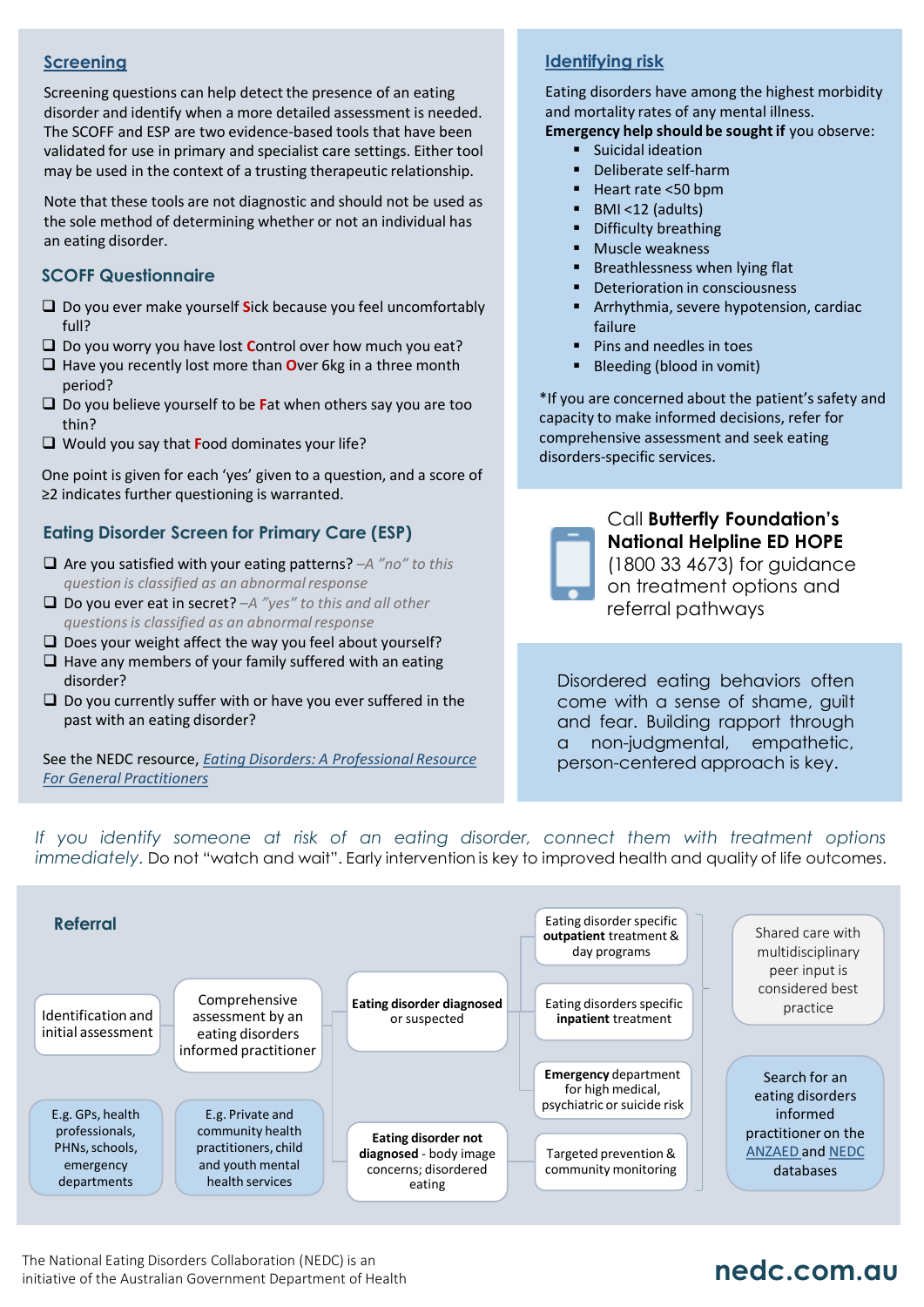## Screening

Screening questions can help detect the presence of an eating disorder and identify when a more detailed assessment is needed. The SCOFF and ESP are two evidence-based tools that have been validated for use in primary and specialist care settings. Either tool may be used in the context of a trusting therapeutic relationship.

Note that these tools are not diagnostic and should not be used as the sole method of determining whether or not an individual has an eating disorder.

### SCOFF Questionnaire

- ❑ Do you ever make yourself **S**ick because you feel uncomfortably full?
- ❑ Do you worry you have lost **C**ontrol over how much you eat?
- ❑ Have you recently lost more than **O**ver 6kg in a three month period?
- ❑ Do you believe yourself to be **F**at when others say you are too thin?
- ❑ Would you say that **F**ood dominates your life?

One point is given for each 'yes' given to a question, and a score of ≥2 indicates further questioning is warranted.

### Eating Disorder Screen for Primary Care (ESP)

- ❑ Are you satisfied with your eating patterns? *–A "no" to this question is classified as an abnormal response*
- ❑ Do you ever eat in secret? *–A "yes" to this and all other questions is classified as an abnormal response*
- ❑ Does your weight affect the way you feel about yourself?
- ❑ Have any members of your family suffered with an eating disorder?
- ❑ Do you currently suffer with or have you ever suffered in the past with an eating disorder?

See the NEDC resource, *Eating Disorders: A Professional Resource For General Practitioners*

## Identifying risk

Eating disorders have among the highest morbidity and mortality rates of any mental illness.
**Emergency help should be sought if** you observe:

- Suicidal ideation
- Deliberate self-harm
- Heart rate <50 bpm
- BMI <12 (adults)
- Difficulty breathing
- Muscle weakness
- Breathlessness when lying flat
- Deterioration in consciousness
- Arrhythmia, severe hypotension, cardiac failure
- Pins and needles in toes
- Bleeding (blood in vomit)

*If you are concerned about the patient's safety and capacity to make informed decisions, refer for comprehensive assessment and seek eating disorders-specific services.

Call **Butterfly Foundation's National Helpline ED HOPE** (1800 33 4673) for guidance on treatment options and referral pathways

Disordered eating behaviors often come with a sense of shame, guilt and fear. Building rapport through a non-judgmental, empathetic, person-centered approach is key.

*If you identify someone at risk of an eating disorder, connect them with treatment options immediately*. Do not "watch and wait". Early intervention is key to improved health and quality of life outcomes.

## Referral

Identification and initial assessment

E.g. GPs, health professionals, PHNs, schools, emergency departments

Comprehensive assessment by an eating disorders informed practitioner

E.g. Private and community health practitioners, child and youth mental health services

**Eating disorder diagnosed** or suspected

- Eating disorder specific **outpatient** treatment & day programs
- Eating disorders specific **inpatient** treatment
- **Emergency** department for high medical, psychiatric or suicide risk

**Eating disorder not diagnosed** - body image concerns; disordered eating

- Targeted prevention & community monitoring

Shared care with multidisciplinary peer input is considered best practice

Search for an eating disorders informed practitioner on the ANZAED and NEDC databases

The National Eating Disorders Collaboration (NEDC) is an initiative of the Australian Government Department of Health

**nedc.com.au**